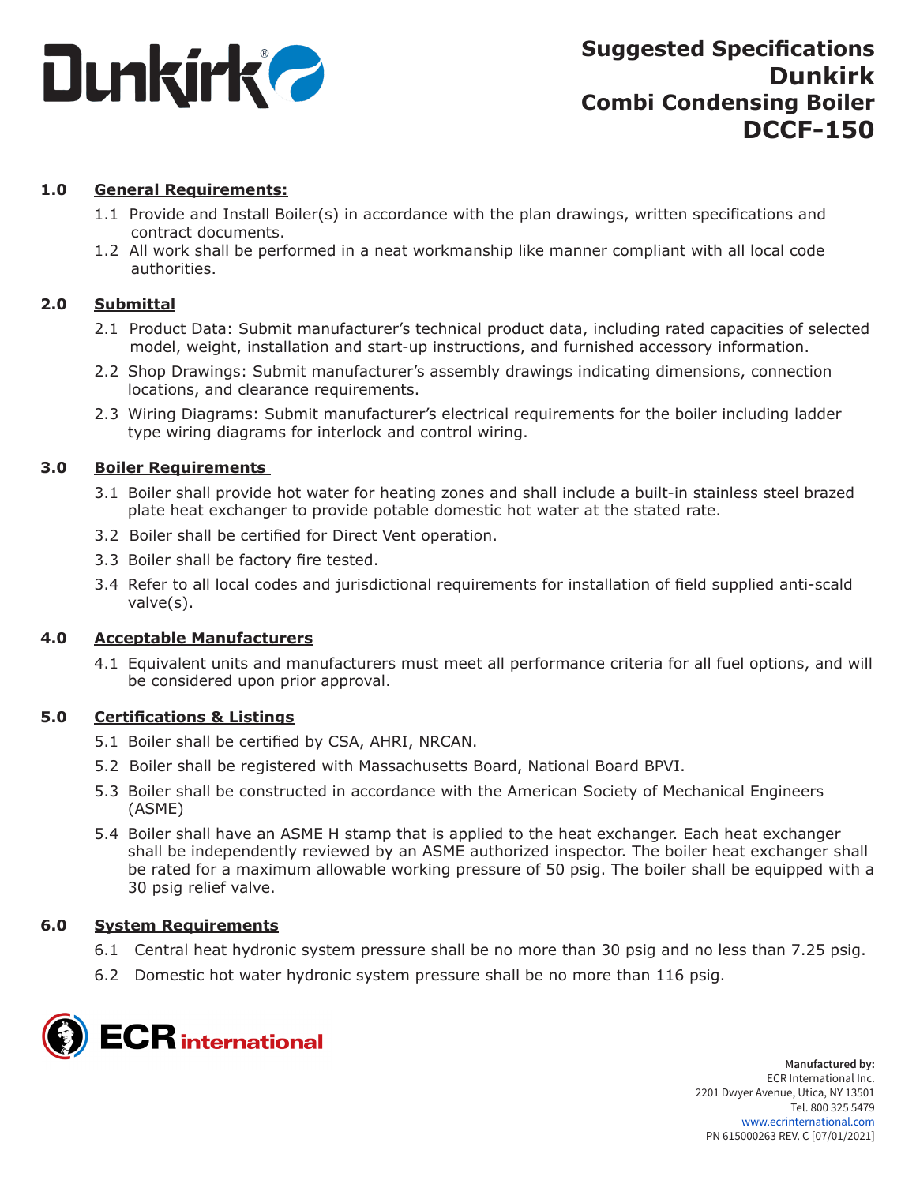Dunkirk

# Suggested Specifications Dunkirk Combi Condensing Boiler DCCF-150

## 1.0 General Requirements:

1.1 Provide and Install Boiler(s) in accordance with the plan drawings, written specifications and contract documents.

1.2 All work shall be performed in a neat workmanship like manner compliant with all local code authorities.

## 2.0 Submittal

2.1 Product Data: Submit manufacturer's technical product data, including rated capacities of selected model, weight, installation and start-up instructions, and furnished accessory information.

2.2 Shop Drawings: Submit manufacturer's assembly drawings indicating dimensions, connection locations, and clearance requirements.

2.3 Wiring Diagrams: Submit manufacturer's electrical requirements for the boiler including ladder type wiring diagrams for interlock and control wiring.

## 3.0 Boiler Requirements

3.1 Boiler shall provide hot water for heating zones and shall include a built-in stainless steel brazed plate heat exchanger to provide potable domestic hot water at the stated rate.

3.2 Boiler shall be certified for Direct Vent operation.

3.3 Boiler shall be factory fire tested.

3.4 Refer to all local codes and jurisdictional requirements for installation of field supplied anti-scald valve(s).

## 4.0 Acceptable Manufacturers

4.1 Equivalent units and manufacturers must meet all performance criteria for all fuel options, and will be considered upon prior approval.

## 5.0 Certifications & Listings

5.1 Boiler shall be certified by CSA, AHRI, NRCAN.

5.2 Boiler shall be registered with Massachusetts Board, National Board BPVI.

5.3 Boiler shall be constructed in accordance with the American Society of Mechanical Engineers (ASME)

5.4 Boiler shall have an ASME H stamp that is applied to the heat exchanger. Each heat exchanger shall be independently reviewed by an ASME authorized inspector. The boiler heat exchanger shall be rated for a maximum allowable working pressure of 50 psig. The boiler shall be equipped with a 30 psig relief valve.

## 6.0 System Requirements

6.1 Central heat hydronic system pressure shall be no more than 30 psig and no less than 7.25 psig.

6.2 Domestic hot water hydronic system pressure shall be no more than 116 psig.

ECR international

**Manufactured by:**
ECR International Inc.
2201 Dwyer Avenue, Utica, NY 13501
Tel. 800 325 5479
www.ecrinternational.com
PN 615000263 REV. C [07/01/2021]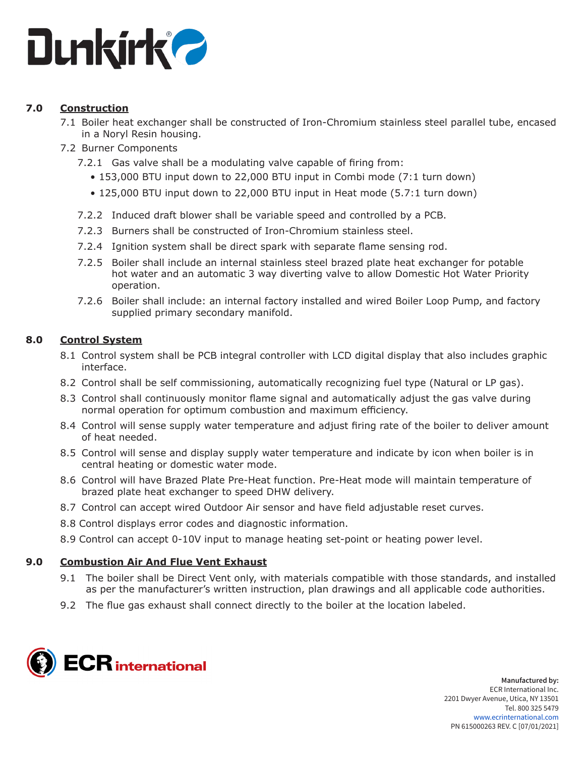## 7.0 Construction

7.1 Boiler heat exchanger shall be constructed of Iron-Chromium stainless steel parallel tube, encased in a Noryl Resin housing.

7.2 Burner Components

7.2.1 Gas valve shall be a modulating valve capable of firing from:

- 153,000 BTU input down to 22,000 BTU input in Combi mode (7:1 turn down)
- 125,000 BTU input down to 22,000 BTU input in Heat mode (5.7:1 turn down)

7.2.2 Induced draft blower shall be variable speed and controlled by a PCB.

7.2.3 Burners shall be constructed of Iron-Chromium stainless steel.

7.2.4 Ignition system shall be direct spark with separate flame sensing rod.

7.2.5 Boiler shall include an internal stainless steel brazed plate heat exchanger for potable hot water and an automatic 3 way diverting valve to allow Domestic Hot Water Priority operation.

7.2.6 Boiler shall include: an internal factory installed and wired Boiler Loop Pump, and factory supplied primary secondary manifold.

## 8.0 Control System

8.1 Control system shall be PCB integral controller with LCD digital display that also includes graphic interface.

8.2 Control shall be self commissioning, automatically recognizing fuel type (Natural or LP gas).

8.3 Control shall continuously monitor flame signal and automatically adjust the gas valve during normal operation for optimum combustion and maximum efficiency.

8.4 Control will sense supply water temperature and adjust firing rate of the boiler to deliver amount of heat needed.

8.5 Control will sense and display supply water temperature and indicate by icon when boiler is in central heating or domestic water mode.

8.6 Control will have Brazed Plate Pre-Heat function. Pre-Heat mode will maintain temperature of brazed plate heat exchanger to speed DHW delivery.

8.7 Control can accept wired Outdoor Air sensor and have field adjustable reset curves.

8.8 Control displays error codes and diagnostic information.

8.9 Control can accept 0-10V input to manage heating set-point or heating power level.

## 9.0 Combustion Air And Flue Vent Exhaust

9.1 The boiler shall be Direct Vent only, with materials compatible with those standards, and installed as per the manufacturer's written instruction, plan drawings and all applicable code authorities.

9.2 The flue gas exhaust shall connect directly to the boiler at the location labeled.

**Manufactured by:**
ECR International Inc.
2201 Dwyer Avenue, Utica, NY 13501
Tel. 800 325 5479
www.ecrinternational.com
PN 615000263 REV. C [07/01/2021]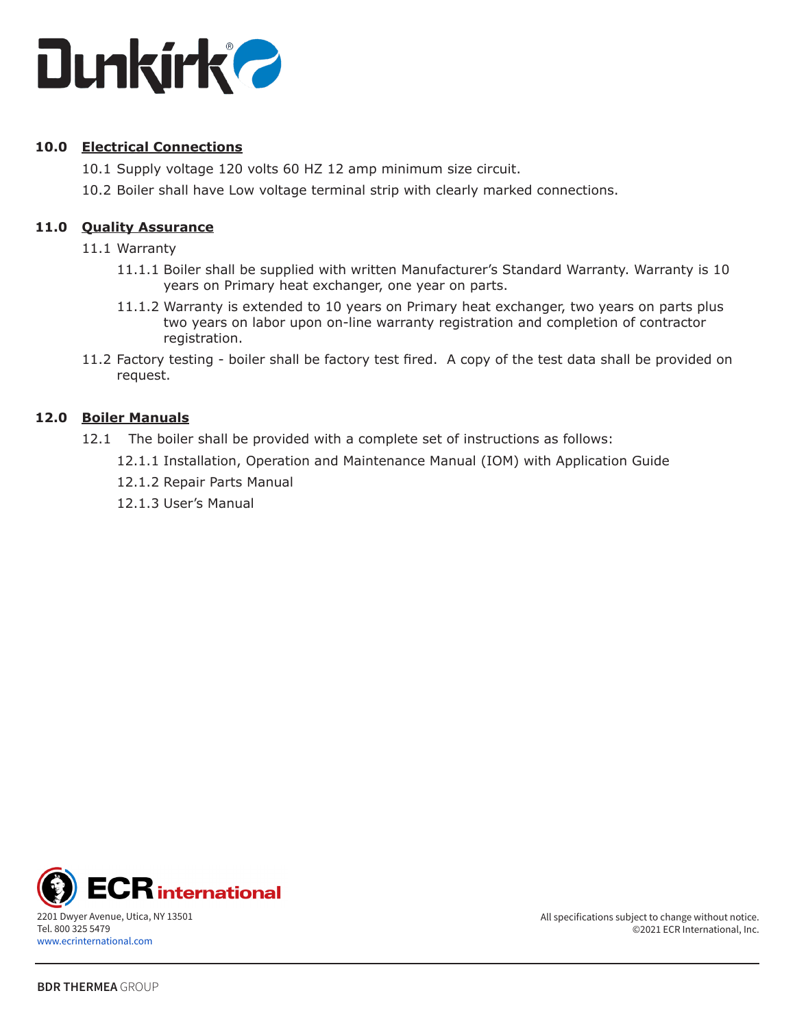## 10.0 Electrical Connections

10.1 Supply voltage 120 volts 60 HZ 12 amp minimum size circuit.

10.2 Boiler shall have Low voltage terminal strip with clearly marked connections.

## 11.0 Quality Assurance

11.1 Warranty

11.1.1 Boiler shall be supplied with written Manufacturer's Standard Warranty. Warranty is 10 years on Primary heat exchanger, one year on parts.

11.1.2 Warranty is extended to 10 years on Primary heat exchanger, two years on parts plus two years on labor upon on-line warranty registration and completion of contractor registration.

11.2 Factory testing - boiler shall be factory test fired. A copy of the test data shall be provided on request.

## 12.0 Boiler Manuals

12.1 The boiler shall be provided with a complete set of instructions as follows:

12.1.1 Installation, Operation and Maintenance Manual (IOM) with Application Guide

12.1.2 Repair Parts Manual

12.1.3 User's Manual

ECR international

2201 Dwyer Avenue, Utica, NY 13501
Tel. 800 325 5479
www.ecrinternational.com

All specifications subject to change without notice.
©2021 ECR International, Inc.

BDR THERMEA GROUP